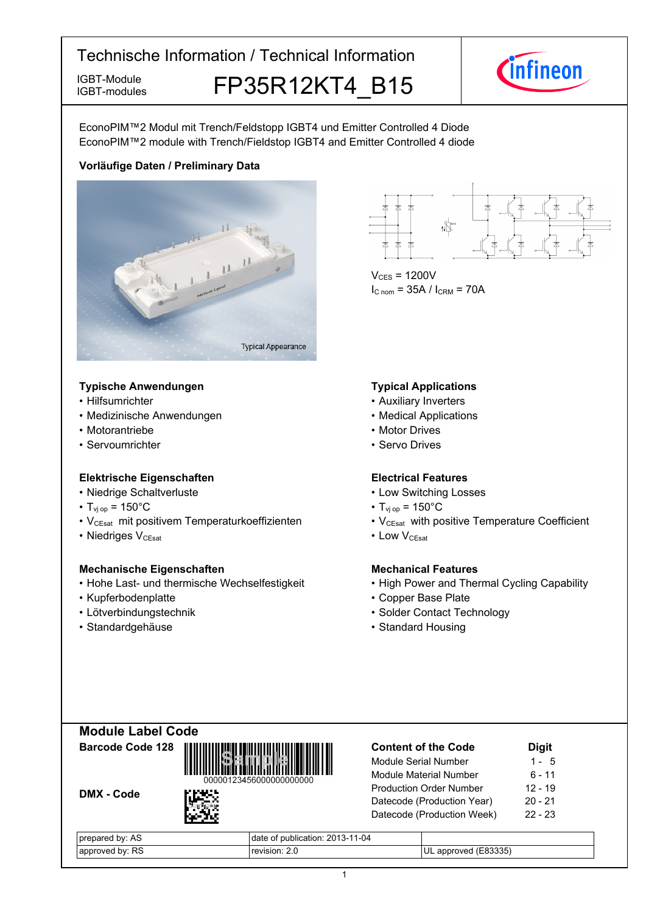# Technische Information / Technical Information

IGBT-Module
IGBT-modules

## FP35R12KT4_B15

EconoPIM™2 Modul mit Trench/Feldstopp IGBT4 und Emitter Controlled 4 Diode
EconoPIM™2 module with Trench/Fieldstop IGBT4 and Emitter Controlled 4 diode

**Vorläufige Daten / Preliminary Data**

Typical Appearance

$V_{CES}$ = 1200V
$I_{C\ nom}$ = 35A / $I_{CRM}$ = 70A

### Typische Anwendungen

- Hilfsumrichter
- Medizinische Anwendungen
- Motorantriebe
- Servoumrichter

### Typical Applications

- Auxiliary Inverters
- Medical Applications
- Motor Drives
- Servo Drives

### Elektrische Eigenschaften

- Niedrige Schaltverluste
- $T_{vj\ op}$ = 150°C
- $V_{CEsat}$ mit positivem Temperaturkoeffizienten
- Niedriges $V_{CEsat}$

### Electrical Features

- Low Switching Losses
- $T_{vj\ op}$ = 150°C
- $V_{CEsat}$ with positive Temperature Coefficient
- Low $V_{CEsat}$

### Mechanische Eigenschaften

- Hohe Last- und thermische Wechselfestigkeit
- Kupferbodenplatte
- Lötverbindungstechnik
- Standardgehäuse

### Mechanical Features

- High Power and Thermal Cycling Capability
- Copper Base Plate
- Solder Contact Technology
- Standard Housing

## Module Label Code

**Barcode Code 128**

00000123456000000000000

**DMX - Code**

| Content of the Code | Digit |
|---|---|
| Module Serial Number | 1 - 5 |
| Module Material Number | 6 - 11 |
| Production Order Number | 12 - 19 |
| Datecode (Production Year) | 20 - 21 |
| Datecode (Production Week) | 22 - 23 |

| prepared by: AS | date of publication: 2013-11-04 | |
|---|---|---|
| approved by: RS | revision: 2.0 | UL approved (E83335) |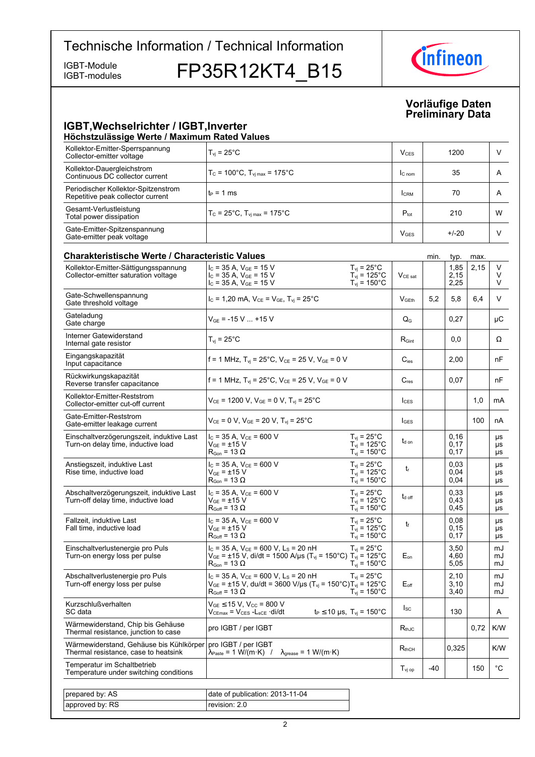# Technische Information / Technical Information

IGBT-Module
IGBT-modules

# FP35R12KT4_B15

**Vorläufige Daten**
**Preliminary Data**

## IGBT,Wechselrichter / IGBT,Inverter

### Höchstzulässige Werte / Maximum Rated Values

| | | | | |
|---|---|---|---|---|
| Kollektor-Emitter-Sperrspannung<br>Collector-emitter voltage | $T_{vj}$ = 25°C | $V_{CES}$ | 1200 | V |
| Kollektor-Dauergleichstrom<br>Continuous DC collector current | $T_C$ = 100°C, $T_{vj\,max}$ = 175°C | $I_{C\,nom}$ | 35 | A |
| Periodischer Kollektor-Spitzenstrom<br>Repetitive peak collector current | $t_P$ = 1 ms | $I_{CRM}$ | 70 | A |
| Gesamt-Verlustleistung<br>Total power dissipation | $T_C$ = 25°C, $T_{vj\,max}$ = 175°C | $P_{tot}$ | 210 | W |
| Gate-Emitter-Spitzenspannung<br>Gate-emitter peak voltage | | $V_{GES}$ | +/-20 | V |

### Charakteristische Werte / Characteristic Values

| | | | | min. | typ. | max. | |
|---|---|---|---|---|---|---|---|
| Kollektor-Emitter-Sättigungsspannung<br>Collector-emitter saturation voltage | $I_C$ = 35 A, $V_{GE}$ = 15 V<br>$I_C$ = 35 A, $V_{GE}$ = 15 V<br>$I_C$ = 35 A, $V_{GE}$ = 15 V | $T_{vj}$ = 25°C<br>$T_{vj}$ = 125°C<br>$T_{vj}$ = 150°C | $V_{CE\,sat}$ | | 1,85<br>2,15<br>2,25 | 2,15 | V<br>V<br>V |
| Gate-Schwellenspannung<br>Gate threshold voltage | $I_C$ = 1,20 mA, $V_{CE}$ = $V_{GE}$, $T_{vj}$ = 25°C | | $V_{GEth}$ | 5,2 | 5,8 | 6,4 | V |
| Gateladung<br>Gate charge | $V_{GE}$ = -15 V ... +15 V | | $Q_G$ | | 0,27 | | µC |
| Interner Gatewiderstand<br>Internal gate resistor | $T_{vj}$ = 25°C | | $R_{Gint}$ | | 0,0 | | Ω |
| Eingangskapazität<br>Input capacitance | f = 1 MHz, $T_{vj}$ = 25°C, $V_{CE}$ = 25 V, $V_{GE}$ = 0 V | | $C_{ies}$ | | 2,00 | | nF |
| Rückwirkungskapazität<br>Reverse transfer capacitance | f = 1 MHz, $T_{vj}$ = 25°C, $V_{CE}$ = 25 V, $V_{GE}$ = 0 V | | $C_{res}$ | | 0,07 | | nF |
| Kollektor-Emitter-Reststrom<br>Collector-emitter cut-off current | $V_{CE}$ = 1200 V, $V_{GE}$ = 0 V, $T_{vj}$ = 25°C | | $I_{CES}$ | | | 1,0 | mA |
| Gate-Emitter-Reststrom<br>Gate-emitter leakage current | $V_{CE}$ = 0 V, $V_{GE}$ = 20 V, $T_{vj}$ = 25°C | | $I_{GES}$ | | | 100 | nA |
| Einschaltverzögerungszeit, induktive Last<br>Turn-on delay time, inductive load | $I_C$ = 35 A, $V_{CE}$ = 600 V<br>$V_{GE}$ = ±15 V<br>$R_{Gon}$ = 13 Ω | $T_{vj}$ = 25°C<br>$T_{vj}$ = 125°C<br>$T_{vj}$ = 150°C | $t_{d\,on}$ | | 0,16<br>0,17<br>0,17 | | µs<br>µs<br>µs |
| Anstiegszeit, induktive Last<br>Rise time, inductive load | $I_C$ = 35 A, $V_{CE}$ = 600 V<br>$V_{GE}$ = ±15 V<br>$R_{Gon}$ = 13 Ω | $T_{vj}$ = 25°C<br>$T_{vj}$ = 125°C<br>$T_{vj}$ = 150°C | $t_r$ | | 0,03<br>0,04<br>0,04 | | µs<br>µs<br>µs |
| Abschaltverzögerungszeit, induktive Last<br>Turn-off delay time, inductive load | $I_C$ = 35 A, $V_{CE}$ = 600 V<br>$V_{GE}$ = ±15 V<br>$R_{Goff}$ = 13 Ω | $T_{vj}$ = 25°C<br>$T_{vj}$ = 125°C<br>$T_{vj}$ = 150°C | $t_{d\,off}$ | | 0,33<br>0,43<br>0,45 | | µs<br>µs<br>µs |
| Fallzeit, induktive Last<br>Fall time, inductive load | $I_C$ = 35 A, $V_{CE}$ = 600 V<br>$V_{GE}$ = ±15 V<br>$R_{Goff}$ = 13 Ω | $T_{vj}$ = 25°C<br>$T_{vj}$ = 125°C<br>$T_{vj}$ = 150°C | $t_f$ | | 0,08<br>0,15<br>0,17 | | µs<br>µs<br>µs |
| Einschaltverlustenergie pro Puls<br>Turn-on energy loss per pulse | $I_C$ = 35 A, $V_{CE}$ = 600 V, $L_S$ = 20 nH<br>$V_{GE}$ = ±15 V, di/dt = 1500 A/µs ($T_{vj}$ = 150°C)<br>$R_{Gon}$ = 13 Ω | $T_{vj}$ = 25°C<br>$T_{vj}$ = 125°C<br>$T_{vj}$ = 150°C | $E_{on}$ | | 3,50<br>4,60<br>5,05 | | mJ<br>mJ<br>mJ |
| Abschaltverlustenergie pro Puls<br>Turn-off energy loss per pulse | $I_C$ = 35 A, $V_{CE}$ = 600 V, $L_S$ = 20 nH<br>$V_{GE}$ = ±15 V, du/dt = 3600 V/µs ($T_{vj}$ = 150°C)<br>$R_{Goff}$ = 13 Ω | $T_{vj}$ = 25°C<br>$T_{vj}$ = 125°C<br>$T_{vj}$ = 150°C | $E_{off}$ | | 2,10<br>3,10<br>3,40 | | mJ<br>mJ<br>mJ |
| Kurzschlußverhalten<br>SC data | $V_{GE}$ ≤15 V, $V_{CC}$ = 800 V<br>$V_{CEmax}$ = $V_{CES}$ -$L_{sCE}$ ·di/dt | $t_P$ ≤10 µs, $T_{vj}$ = 150°C | $I_{SC}$ | | 130 | | A |
| Wärmewiderstand, Chip bis Gehäuse<br>Thermal resistance, junction to case | pro IGBT / per IGBT | | $R_{thJC}$ | | | 0,72 | K/W |
| Wärmewiderstand, Gehäuse bis Kühlkörper<br>Thermal resistance, case to heatsink | pro IGBT / per IGBT<br>$\lambda_{Paste}$ = 1 W/(m·K) / $\lambda_{grease}$ = 1 W/(m·K) | | $R_{thCH}$ | | 0,325 | | K/W |
| Temperatur im Schaltbetrieb<br>Temperature under switching conditions | | | $T_{vj\,op}$ | -40 | | 150 | °C |

| | |
|---|---|
| prepared by: AS | date of publication: 2013-11-04 |
| approved by: RS | revision: 2.0 |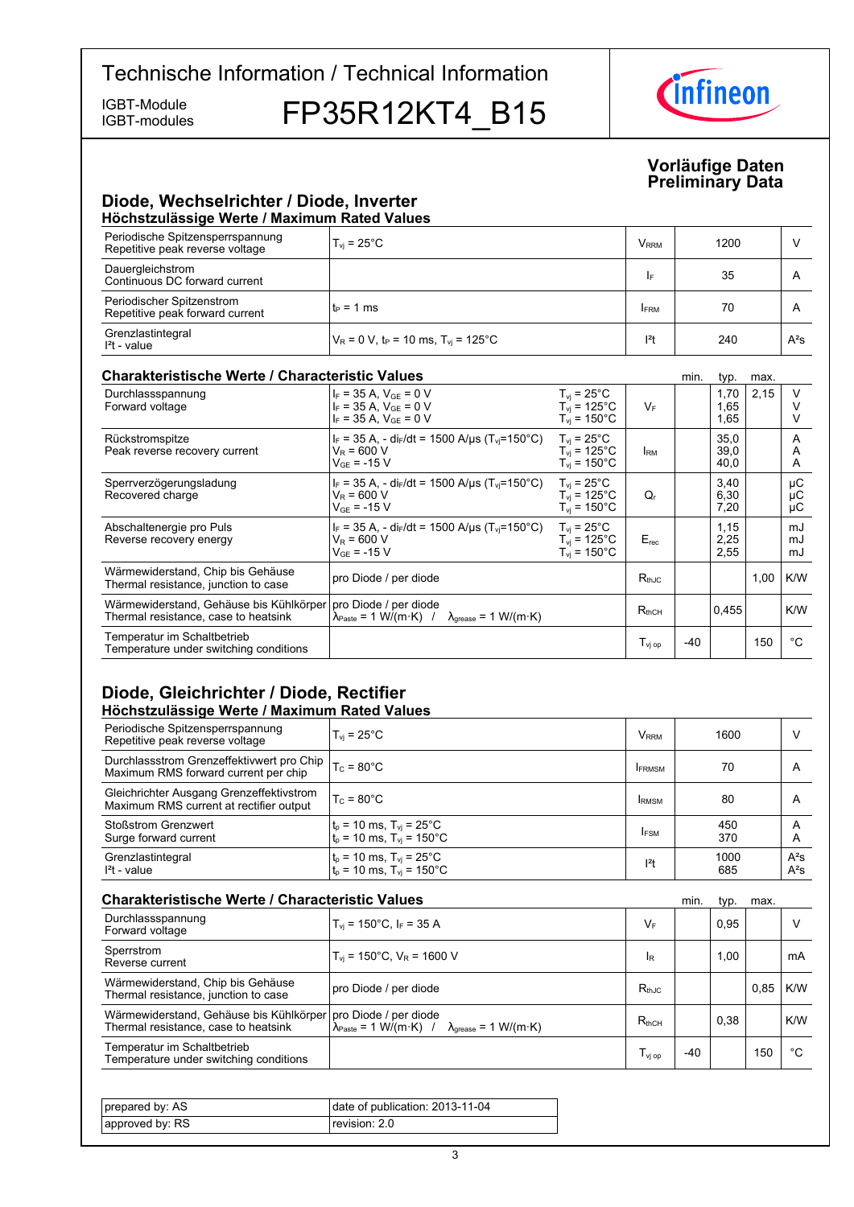# Technische Information / Technical Information

IGBT-Module
IGBT-modules

# FP35R12KT4_B15

**Vorläufige Daten**
**Preliminary Data**

## Diode, Wechselrichter / Diode, Inverter

### Höchstzulässige Werte / Maximum Rated Values

| | | | | |
|---|---|---|---|---|
| Periodische Spitzensperrspannung<br>Repetitive peak reverse voltage | $T_{vj}$ = 25°C | $V_{RRM}$ | 1200 | V |
| Dauergleichstrom<br>Continuous DC forward current | | $I_F$ | 35 | A |
| Periodischer Spitzenstrom<br>Repetitive peak forward current | $t_P$ = 1 ms | $I_{FRM}$ | 70 | A |
| Grenzlastintegral<br>I²t - value | $V_R$ = 0 V, $t_P$ = 10 ms, $T_{vj}$ = 125°C | I²t | 240 | A²s |

### Charakteristische Werte / Characteristic Values

| | | | | min. | typ. | max. | |
|---|---|---|---|---|---|---|---|
| Durchlassspannung<br>Forward voltage | $I_F$ = 35 A, $V_{GE}$ = 0 V<br>$I_F$ = 35 A, $V_{GE}$ = 0 V<br>$I_F$ = 35 A, $V_{GE}$ = 0 V | $T_{vj}$ = 25°C<br>$T_{vj}$ = 125°C<br>$T_{vj}$ = 150°C | $V_F$ | | 1,70<br>1,65<br>1,65 | 2,15 | V<br>V<br>V |
| Rückstromspitze<br>Peak reverse recovery current | $I_F$ = 35 A, - $di_F/dt$ = 1500 A/µs ($T_{vj}$=150°C)<br>$V_R$ = 600 V<br>$V_{GE}$ = -15 V | $T_{vj}$ = 25°C<br>$T_{vj}$ = 125°C<br>$T_{vj}$ = 150°C | $I_{RM}$ | | 35,0<br>39,0<br>40,0 | | A<br>A<br>A |
| Sperrverzögerungsladung<br>Recovered charge | $I_F$ = 35 A, - $di_F/dt$ = 1500 A/µs ($T_{vj}$=150°C)<br>$V_R$ = 600 V<br>$V_{GE}$ = -15 V | $T_{vj}$ = 25°C<br>$T_{vj}$ = 125°C<br>$T_{vj}$ = 150°C | $Q_r$ | | 3,40<br>6,30<br>7,20 | | µC<br>µC<br>µC |
| Abschaltenergie pro Puls<br>Reverse recovery energy | $I_F$ = 35 A, - $di_F/dt$ = 1500 A/µs ($T_{vj}$=150°C)<br>$V_R$ = 600 V<br>$V_{GE}$ = -15 V | $T_{vj}$ = 25°C<br>$T_{vj}$ = 125°C<br>$T_{vj}$ = 150°C | $E_{rec}$ | | 1,15<br>2,25<br>2,55 | | mJ<br>mJ<br>mJ |
| Wärmewiderstand, Chip bis Gehäuse<br>Thermal resistance, junction to case | pro Diode / per diode | | $R_{thJC}$ | | | 1,00 | K/W |
| Wärmewiderstand, Gehäuse bis Kühlkörper<br>Thermal resistance, case to heatsink | pro Diode / per diode<br>$\lambda_{Paste}$ = 1 W/(m·K) / $\lambda_{grease}$ = 1 W/(m·K) | | $R_{thCH}$ | | 0,455 | | K/W |
| Temperatur im Schaltbetrieb<br>Temperature under switching conditions | | | $T_{vj\ op}$ | -40 | | 150 | °C |

## Diode, Gleichrichter / Diode, Rectifier

### Höchstzulässige Werte / Maximum Rated Values

| | | | | |
|---|---|---|---|---|
| Periodische Spitzensperrspannung<br>Repetitive peak reverse voltage | $T_{vj}$ = 25°C | $V_{RRM}$ | 1600 | V |
| Durchlassstrom Grenzeffektivwert pro Chip<br>Maximum RMS forward current per chip | $T_C$ = 80°C | $I_{FRMSM}$ | 70 | A |
| Gleichrichter Ausgang Grenzeffektivstrom<br>Maximum RMS current at rectifier output | $T_C$ = 80°C | $I_{RMSM}$ | 80 | A |
| Stoßstrom Grenzwert<br>Surge forward current | $t_p$ = 10 ms, $T_{vj}$ = 25°C<br>$t_p$ = 10 ms, $T_{vj}$ = 150°C | $I_{FSM}$ | 450<br>370 | A<br>A |
| Grenzlastintegral<br>I²t - value | $t_p$ = 10 ms, $T_{vj}$ = 25°C<br>$t_p$ = 10 ms, $T_{vj}$ = 150°C | I²t | 1000<br>685 | A²s<br>A²s |

### Charakteristische Werte / Characteristic Values

| | | | min. | typ. | max. | |
|---|---|---|---|---|---|---|
| Durchlassspannung<br>Forward voltage | $T_{vj}$ = 150°C, $I_F$ = 35 A | $V_F$ | | 0,95 | | V |
| Sperrstrom<br>Reverse current | $T_{vj}$ = 150°C, $V_R$ = 1600 V | $I_R$ | | 1,00 | | mA |
| Wärmewiderstand, Chip bis Gehäuse<br>Thermal resistance, junction to case | pro Diode / per diode | $R_{thJC}$ | | | 0,85 | K/W |
| Wärmewiderstand, Gehäuse bis Kühlkörper<br>Thermal resistance, case to heatsink | pro Diode / per diode<br>$\lambda_{Paste}$ = 1 W/(m·K) / $\lambda_{grease}$ = 1 W/(m·K) | $R_{thCH}$ | | 0,38 | | K/W |
| Temperatur im Schaltbetrieb<br>Temperature under switching conditions | | $T_{vj\ op}$ | -40 | | 150 | °C |

| | |
|---|---|
| prepared by: AS | date of publication: 2013-11-04 |
| approved by: RS | revision: 2.0 |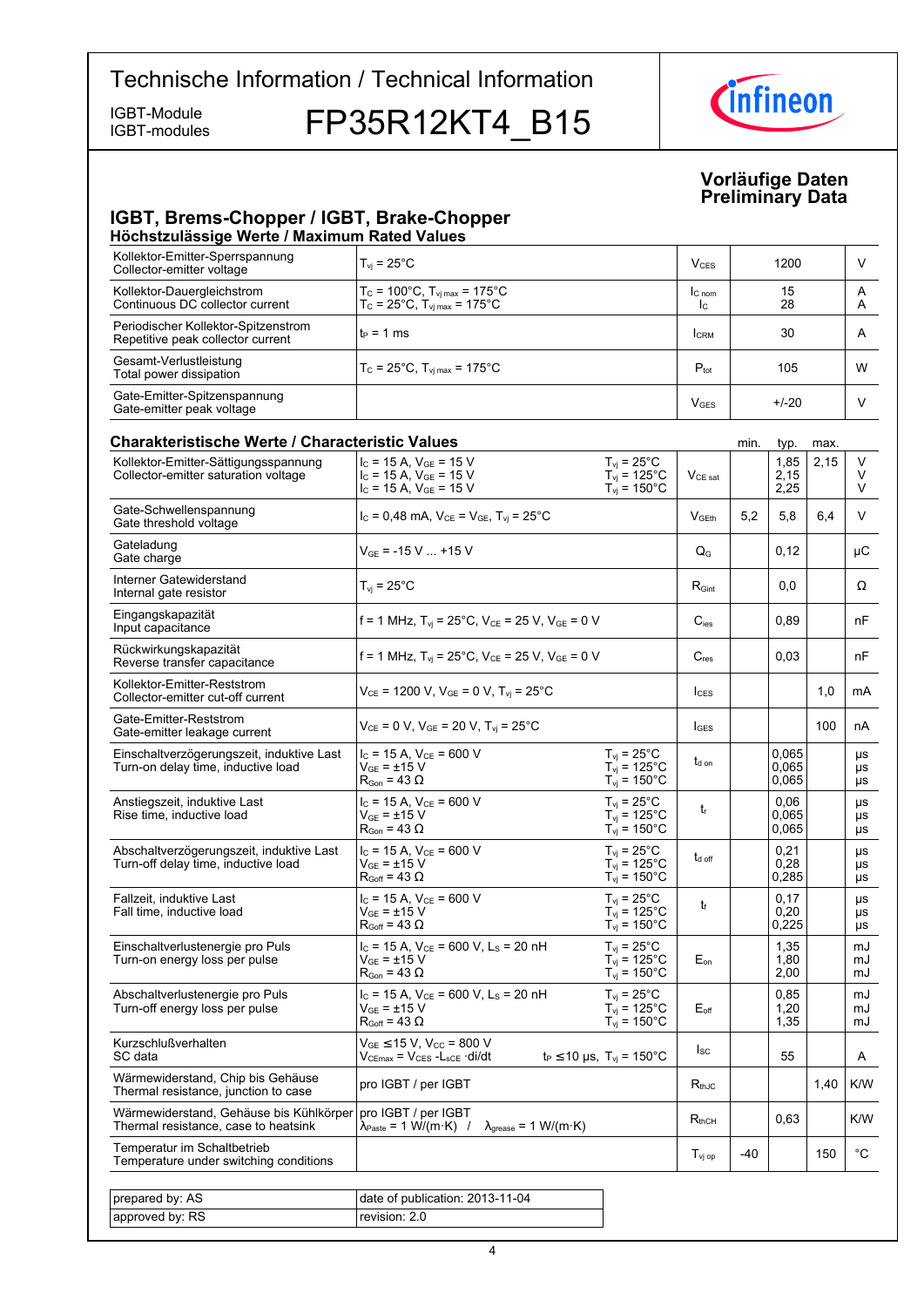# Technische Information / Technical Information

IGBT-Module
IGBT-modules

## FP35R12KT4_B15

**Vorläufige Daten**
**Preliminary Data**

## IGBT, Brems-Chopper / IGBT, Brake-Chopper

### Höchstzulässige Werte / Maximum Rated Values

| Parameter | Conditions | Symbol | Value | Unit |
|---|---|---|---|---|
| Kollektor-Emitter-Sperrspannung<br>Collector-emitter voltage | $T_{vj} = 25°C$ | $V_{CES}$ | 1200 | V |
| Kollektor-Dauergleichstrom<br>Continuous DC collector current | $T_C = 100°C$, $T_{vj\,max} = 175°C$<br>$T_C = 25°C$, $T_{vj\,max} = 175°C$ | $I_{C\,nom}$<br>$I_C$ | 15<br>28 | A<br>A |
| Periodischer Kollektor-Spitzenstrom<br>Repetitive peak collector current | $t_P = 1$ ms | $I_{CRM}$ | 30 | A |
| Gesamt-Verlustleistung<br>Total power dissipation | $T_C = 25°C$, $T_{vj\,max} = 175°C$ | $P_{tot}$ | 105 | W |
| Gate-Emitter-Spitzenspannung<br>Gate-emitter peak voltage | | $V_{GES}$ | +/-20 | V |

### Charakteristische Werte / Characteristic Values

| Parameter | Conditions | | Symbol | min. | typ. | max. | Unit |
|---|---|---|---|---|---|---|---|
| Kollektor-Emitter-Sättigungsspannung<br>Collector-emitter saturation voltage | $I_C = 15$ A, $V_{GE} = 15$ V<br>$I_C = 15$ A, $V_{GE} = 15$ V<br>$I_C = 15$ A, $V_{GE} = 15$ V | $T_{vj} = 25°C$<br>$T_{vj} = 125°C$<br>$T_{vj} = 150°C$ | $V_{CE\,sat}$ | | 1,85<br>2,15<br>2,25 | 2,15 | V<br>V<br>V |
| Gate-Schwellenspannung<br>Gate threshold voltage | $I_C = 0{,}48$ mA, $V_{CE} = V_{GE}$, $T_{vj} = 25°C$ | | $V_{GEth}$ | 5,2 | 5,8 | 6,4 | V |
| Gateladung<br>Gate charge | $V_{GE} = -15$ V ... +15 V | | $Q_G$ | | 0,12 | | µC |
| Interner Gatewiderstand<br>Internal gate resistor | $T_{vj} = 25°C$ | | $R_{Gint}$ | | 0,0 | | Ω |
| Eingangskapazität<br>Input capacitance | f = 1 MHz, $T_{vj} = 25°C$, $V_{CE} = 25$ V, $V_{GE} = 0$ V | | $C_{ies}$ | | 0,89 | | nF |
| Rückwirkungskapazität<br>Reverse transfer capacitance | f = 1 MHz, $T_{vj} = 25°C$, $V_{CE} = 25$ V, $V_{GE} = 0$ V | | $C_{res}$ | | 0,03 | | nF |
| Kollektor-Emitter-Reststrom<br>Collector-emitter cut-off current | $V_{CE} = 1200$ V, $V_{GE} = 0$ V, $T_{vj} = 25°C$ | | $I_{CES}$ | | | 1,0 | mA |
| Gate-Emitter-Reststrom<br>Gate-emitter leakage current | $V_{CE} = 0$ V, $V_{GE} = 20$ V, $T_{vj} = 25°C$ | | $I_{GES}$ | | | 100 | nA |
| Einschaltverzögerungszeit, induktive Last<br>Turn-on delay time, inductive load | $I_C = 15$ A, $V_{CE} = 600$ V<br>$V_{GE} = \pm15$ V<br>$R_{Gon} = 43\ \Omega$ | $T_{vj} = 25°C$<br>$T_{vj} = 125°C$<br>$T_{vj} = 150°C$ | $t_{d\,on}$ | | 0,065<br>0,065<br>0,065 | | µs<br>µs<br>µs |
| Anstiegszeit, induktive Last<br>Rise time, inductive load | $I_C = 15$ A, $V_{CE} = 600$ V<br>$V_{GE} = \pm15$ V<br>$R_{Gon} = 43\ \Omega$ | $T_{vj} = 25°C$<br>$T_{vj} = 125°C$<br>$T_{vj} = 150°C$ | $t_r$ | | 0,06<br>0,065<br>0,065 | | µs<br>µs<br>µs |
| Abschaltverzögerungszeit, induktive Last<br>Turn-off delay time, inductive load | $I_C = 15$ A, $V_{CE} = 600$ V<br>$V_{GE} = \pm15$ V<br>$R_{Goff} = 43\ \Omega$ | $T_{vj} = 25°C$<br>$T_{vj} = 125°C$<br>$T_{vj} = 150°C$ | $t_{d\,off}$ | | 0,21<br>0,28<br>0,285 | | µs<br>µs<br>µs |
| Fallzeit, induktive Last<br>Fall time, inductive load | $I_C = 15$ A, $V_{CE} = 600$ V<br>$V_{GE} = \pm15$ V<br>$R_{Goff} = 43\ \Omega$ | $T_{vj} = 25°C$<br>$T_{vj} = 125°C$<br>$T_{vj} = 150°C$ | $t_f$ | | 0,17<br>0,20<br>0,225 | | µs<br>µs<br>µs |
| Einschaltverlustenergie pro Puls<br>Turn-on energy loss per pulse | $I_C = 15$ A, $V_{CE} = 600$ V, $L_S = 20$ nH<br>$V_{GE} = \pm15$ V<br>$R_{Gon} = 43\ \Omega$ | $T_{vj} = 25°C$<br>$T_{vj} = 125°C$<br>$T_{vj} = 150°C$ | $E_{on}$ | | 1,35<br>1,80<br>2,00 | | mJ<br>mJ<br>mJ |
| Abschaltverlustenergie pro Puls<br>Turn-off energy loss per pulse | $I_C = 15$ A, $V_{CE} = 600$ V, $L_S = 20$ nH<br>$V_{GE} = \pm15$ V<br>$R_{Goff} = 43\ \Omega$ | $T_{vj} = 25°C$<br>$T_{vj} = 125°C$<br>$T_{vj} = 150°C$ | $E_{off}$ | | 0,85<br>1,20<br>1,35 | | mJ<br>mJ<br>mJ |
| Kurzschlußverhalten<br>SC data | $V_{GE} \leq 15$ V, $V_{CC} = 800$ V<br>$V_{CEmax} = V_{CES} - L_{sCE} \cdot di/dt$ | $t_P \leq 10$ µs, $T_{vj} = 150°C$ | $I_{SC}$ | | 55 | | A |
| Wärmewiderstand, Chip bis Gehäuse<br>Thermal resistance, junction to case | pro IGBT / per IGBT | | $R_{thJC}$ | | | 1,40 | K/W |
| Wärmewiderstand, Gehäuse bis Kühlkörper<br>Thermal resistance, case to heatsink | pro IGBT / per IGBT<br>$\lambda_{Paste} = 1$ W/(m·K) / $\lambda_{grease} = 1$ W/(m·K) | | $R_{thCH}$ | | 0,63 | | K/W |
| Temperatur im Schaltbetrieb<br>Temperature under switching conditions | | | $T_{vj\,op}$ | -40 | | 150 | °C |

| | |
|---|---|
| prepared by: AS | date of publication: 2013-11-04 |
| approved by: RS | revision: 2.0 |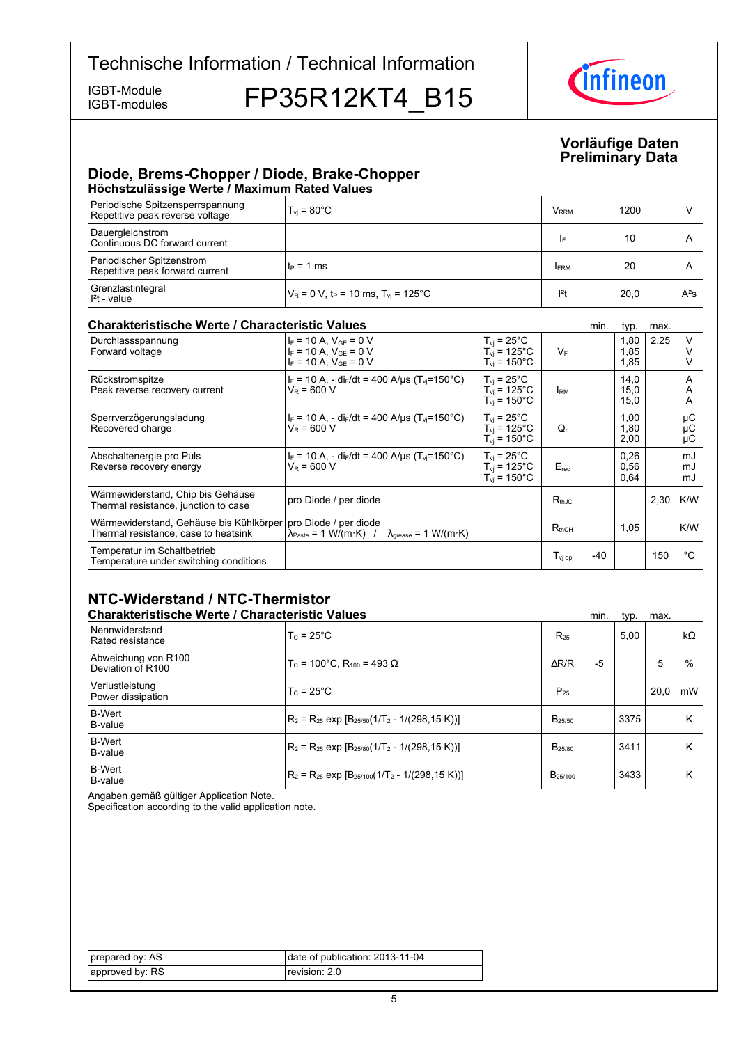# Technische Information / Technical Information

IGBT-Module
IGBT-modules

# FP35R12KT4_B15

**Vorläufige Daten**
**Preliminary Data**

## Diode, Brems-Chopper / Diode, Brake-Chopper

### Höchstzulässige Werte / Maximum Rated Values

| | | | | |
|---|---|---|---|---|
| Periodische Spitzensperrspannung<br>Repetitive peak reverse voltage | $T_{vj} = 80°C$ | $V_{RRM}$ | 1200 | V |
| Dauergleichstrom<br>Continuous DC forward current | | $I_F$ | 10 | A |
| Periodischer Spitzenstrom<br>Repetitive peak forward current | $t_P = 1$ ms | $I_{FRM}$ | 20 | A |
| Grenzlastintegral<br>$I^2t$ - value | $V_R = 0$ V, $t_P = 10$ ms, $T_{vj} = 125°C$ | $I^2t$ | 20,0 | $A^2s$ |

### Charakteristische Werte / Characteristic Values

| | | | | min. | typ. | max. | |
|---|---|---|---|---|---|---|---|
| Durchlassspannung<br>Forward voltage | $I_F = 10$ A, $V_{GE} = 0$ V<br>$I_F = 10$ A, $V_{GE} = 0$ V<br>$I_F = 10$ A, $V_{GE} = 0$ V | $T_{vj} = 25°C$<br>$T_{vj} = 125°C$<br>$T_{vj} = 150°C$ | $V_F$ | | 1,80<br>1,85<br>1,85 | 2,25 | V<br>V<br>V |
| Rückstromspitze<br>Peak reverse recovery current | $I_F = 10$ A, - $di_F/dt = 400$ A/µs ($T_{vj}=150°C$)<br>$V_R = 600$ V | $T_{vj} = 25°C$<br>$T_{vj} = 125°C$<br>$T_{vj} = 150°C$ | $I_{RM}$ | | 14,0<br>15,0<br>15,0 | | A<br>A<br>A |
| Sperrverzögerungsladung<br>Recovered charge | $I_F = 10$ A, - $di_F/dt = 400$ A/µs ($T_{vj}=150°C$)<br>$V_R = 600$ V | $T_{vj} = 25°C$<br>$T_{vj} = 125°C$<br>$T_{vj} = 150°C$ | $Q_r$ | | 1,00<br>1,80<br>2,00 | | µC<br>µC<br>µC |
| Abschaltenergie pro Puls<br>Reverse recovery energy | $I_F = 10$ A, - $di_F/dt = 400$ A/µs ($T_{vj}=150°C$)<br>$V_R = 600$ V | $T_{vj} = 25°C$<br>$T_{vj} = 125°C$<br>$T_{vj} = 150°C$ | $E_{rec}$ | | 0,26<br>0,56<br>0,64 | | mJ<br>mJ<br>mJ |
| Wärmewiderstand, Chip bis Gehäuse<br>Thermal resistance, junction to case | pro Diode / per diode | | $R_{thJC}$ | | | 2,30 | K/W |
| Wärmewiderstand, Gehäuse bis Kühlkörper<br>Thermal resistance, case to heatsink | pro Diode / per diode<br>$\lambda_{Paste} = 1$ W/(m·K) / $\lambda_{grease} = 1$ W/(m·K) | | $R_{thCH}$ | | 1,05 | | K/W |
| Temperatur im Schaltbetrieb<br>Temperature under switching conditions | | | $T_{vj\,op}$ | -40 | | 150 | °C |

## NTC-Widerstand / NTC-Thermistor

### Charakteristische Werte / Characteristic Values

| | | | min. | typ. | max. | |
|---|---|---|---|---|---|---|
| Nennwiderstand<br>Rated resistance | $T_C = 25°C$ | $R_{25}$ | | 5,00 | | kΩ |
| Abweichung von R100<br>Deviation of R100 | $T_C = 100°C$, $R_{100} = 493$ Ω | $\Delta R/R$ | -5 | | 5 | % |
| Verlustleistung<br>Power dissipation | $T_C = 25°C$ | $P_{25}$ | | | 20,0 | mW |
| B-Wert<br>B-value | $R_2 = R_{25} \exp [B_{25/50}(1/T_2 - 1/(298,15\ K))]$ | $B_{25/50}$ | | 3375 | | K |
| B-Wert<br>B-value | $R_2 = R_{25} \exp [B_{25/80}(1/T_2 - 1/(298,15\ K))]$ | $B_{25/80}$ | | 3411 | | K |
| B-Wert<br>B-value | $R_2 = R_{25} \exp [B_{25/100}(1/T_2 - 1/(298,15\ K))]$ | $B_{25/100}$ | | 3433 | | K |

Angaben gemäß gültiger Application Note.
Specification according to the valid application note.

| | |
|---|---|
| prepared by: AS | date of publication: 2013-11-04 |
| approved by: RS | revision: 2.0 |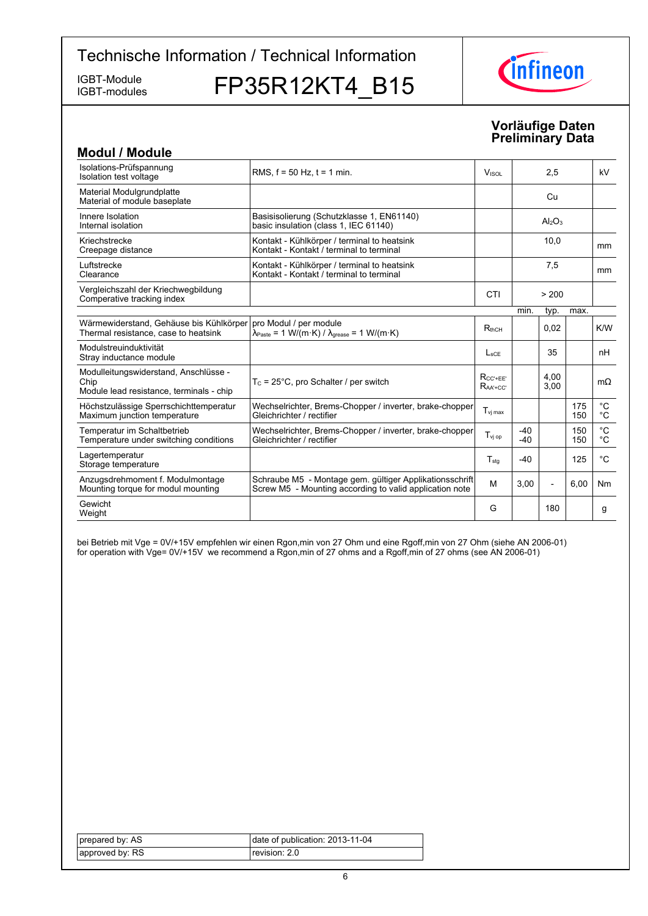# Technische Information / Technical Information

IGBT-Module
IGBT-modules

# FP35R12KT4_B15

**Vorläufige Daten**
**Preliminary Data**

## Modul / Module

| | | | | | | | |
|---|---|---|---|---|---|---|---|
| Isolations-Prüfspannung<br>Isolation test voltage | RMS, f = 50 Hz, t = 1 min. | $V_{ISOL}$ | | 2,5 | | kV |
| Material Modulgrundplatte<br>Material of module baseplate | | | | Cu | | |
| Innere Isolation<br>Internal isolation | Basisisolierung (Schutzklasse 1, EN61140)<br>basic insulation (class 1, IEC 61140) | | | $Al_2O_3$ | | |
| Kriechstrecke<br>Creepage distance | Kontakt - Kühlkörper / terminal to heatsink<br>Kontakt - Kontakt / terminal to terminal | | | 10,0 | | mm |
| Luftstrecke<br>Clearance | Kontakt - Kühlkörper / terminal to heatsink<br>Kontakt - Kontakt / terminal to terminal | | | 7,5 | | mm |
| Vergleichszahl der Kriechwegbildung<br>Comperative tracking index | | CTI | | > 200 | | |
| | | | min. | typ. | max. | |
| Wärmewiderstand, Gehäuse bis Kühlkörper<br>Thermal resistance, case to heatsink | pro Modul / per module<br>$\lambda_{Paste}$ = 1 W/(m·K) / $\lambda_{grease}$ = 1 W/(m·K) | $R_{thCH}$ | | 0,02 | | K/W |
| Modulstreuinduktivität<br>Stray inductance module | | $L_{sCE}$ | | 35 | | nH |
| Modulleitungswiderstand, Anschlüsse - Chip<br>Module lead resistance, terminals - chip | $T_C$ = 25°C, pro Schalter / per switch | $R_{CC'+EE'}$<br>$R_{AA'+CC'}$ | | 4,00<br>3,00 | | mΩ |
| Höchstzulässige Sperrschichttemperatur<br>Maximum junction temperature | Wechselrichter, Brems-Chopper / inverter, brake-chopper<br>Gleichrichter / rectifier | $T_{vj\,max}$ | | | 175<br>150 | °C<br>°C |
| Temperatur im Schaltbetrieb<br>Temperature under switching conditions | Wechselrichter, Brems-Chopper / inverter, brake-chopper<br>Gleichrichter / rectifier | $T_{vj\,op}$ | -40<br>-40 | | 150<br>150 | °C<br>°C |
| Lagertemperatur<br>Storage temperature | | $T_{stg}$ | -40 | | 125 | °C |
| Anzugsdrehmoment f. Modulmontage<br>Mounting torque for modul mounting | Schraube M5 - Montage gem. gültiger Applikationsschrift<br>Screw M5 - Mounting according to valid application note | M | 3,00 | - | 6,00 | Nm |
| Gewicht<br>Weight | | G | | 180 | | g |

bei Betrieb mit Vge = 0V/+15V empfehlen wir einen Rgon,min von 27 Ohm und eine Rgoff,min von 27 Ohm (siehe AN 2006-01)
for operation with Vge= 0V/+15V we recommend a Rgon,min of 27 ohms and a Rgoff,min of 27 ohms (see AN 2006-01)

| | |
|---|---|
| prepared by: AS | date of publication: 2013-11-04 |
| approved by: RS | revision: 2.0 |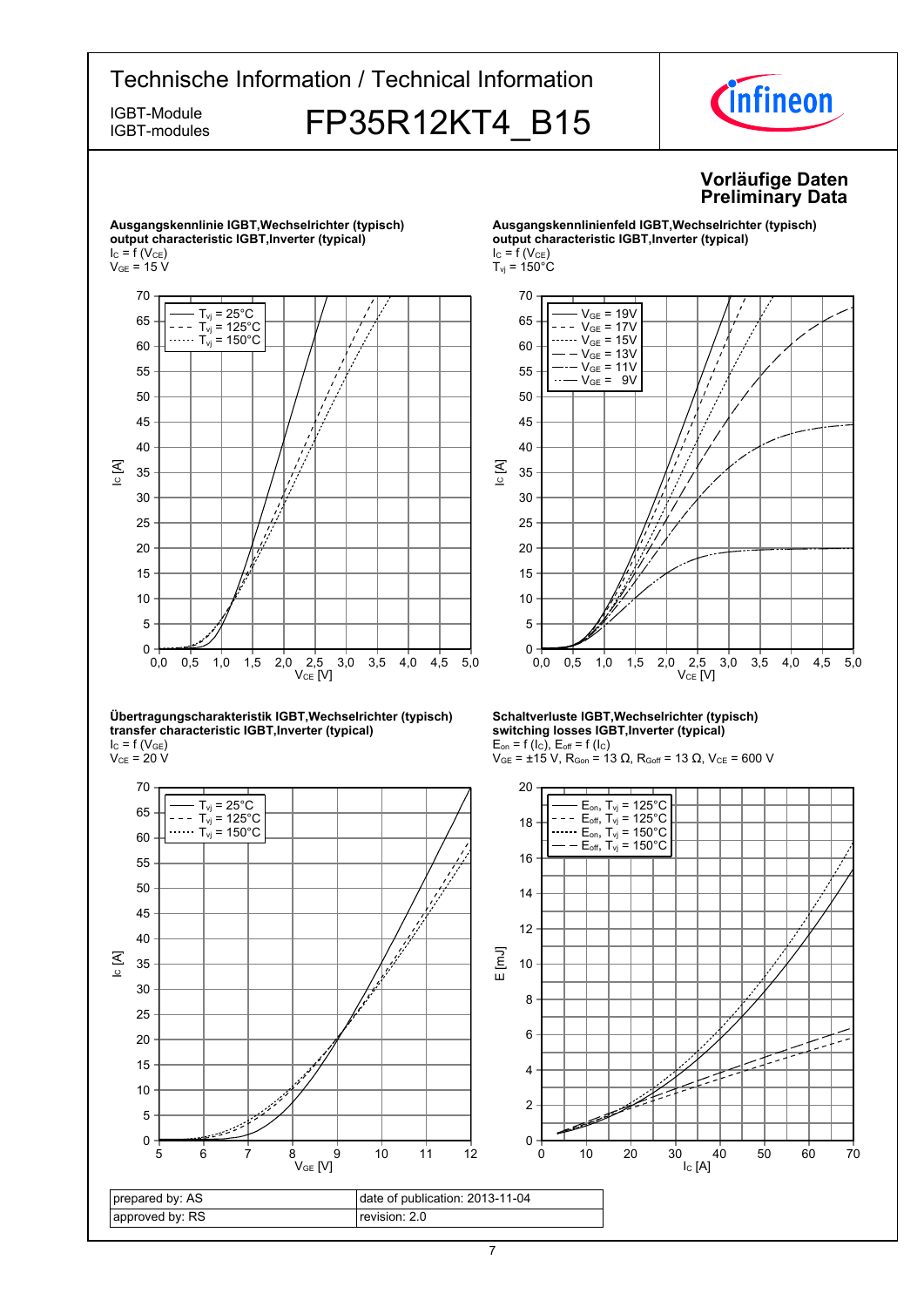# Technische Information / Technical Information

IGBT-Module
IGBT-modules

## FP35R12KT4_B15

**Vorläufige Daten**
**Preliminary Data**

**Ausgangskennlinie IGBT,Wechselrichter (typisch)**
**output characteristic IGBT,Inverter (typical)**
$I_C = f(V_{CE})$
$V_{GE} = 15\ V$

Legend: $T_{vj} = 25°C$, $T_{vj} = 125°C$, $T_{vj} = 150°C$
Axes: $I_C$ [A] (0–70) vs. $V_{CE}$ [V] (0,0–5,0)

**Ausgangskennlinienfeld IGBT,Wechselrichter (typisch)**
**output characteristic IGBT,Inverter (typical)**
$I_C = f(V_{CE})$
$T_{vj} = 150°C$

Legend: $V_{GE} = 19V$, $V_{GE} = 17V$, $V_{GE} = 15V$, $V_{GE} = 13V$, $V_{GE} = 11V$, $V_{GE} = 9V$
Axes: $I_C$ [A] (0–70) vs. $V_{CE}$ [V] (0,0–5,0)

**Übertragungscharakteristik IGBT,Wechselrichter (typisch)**
**transfer characteristic IGBT,Inverter (typical)**
$I_C = f(V_{GE})$
$V_{CE} = 20\ V$

Legend: $T_{vj} = 25°C$, $T_{vj} = 125°C$, $T_{vj} = 150°C$
Axes: $I_C$ [A] (0–70) vs. $V_{GE}$ [V] (5–12)

**Schaltverluste IGBT,Wechselrichter (typisch)**
**switching losses IGBT,Inverter (typical)**
$E_{on} = f(I_C)$, $E_{off} = f(I_C)$
$V_{GE} = \pm15\ V$, $R_{Gon} = 13\ \Omega$, $R_{Goff} = 13\ \Omega$, $V_{CE} = 600\ V$

Legend: $E_{on}$, $T_{vj} = 125°C$; $E_{off}$, $T_{vj} = 125°C$; $E_{on}$, $T_{vj} = 150°C$; $E_{off}$, $T_{vj} = 150°C$
Axes: E [mJ] (0–20) vs. $I_C$ [A] (0–70)

| prepared by: AS | date of publication: 2013-11-04 |
|---|---|
| approved by: RS | revision: 2.0 |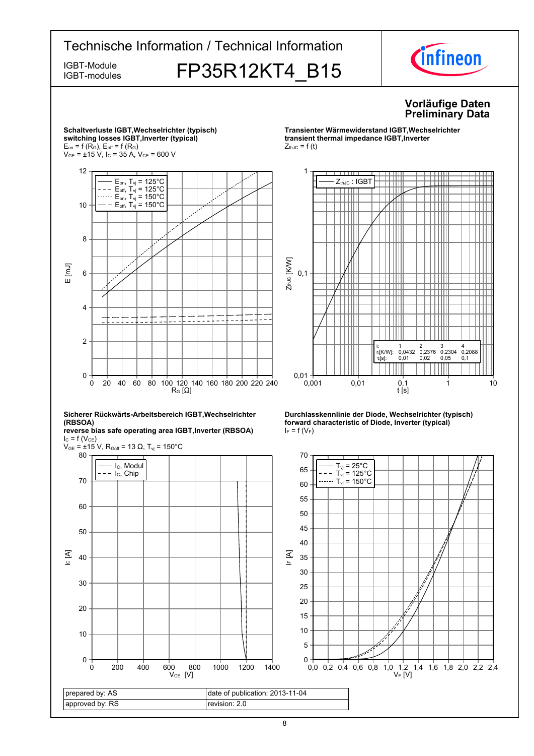# Technische Information / Technical Information

IGBT-Module
IGBT-modules

## FP35R12KT4_B15

**Vorläufige Daten**
**Preliminary Data**

**Schaltverluste IGBT,Wechselrichter (typisch)**
**switching losses IGBT,Inverter (typical)**
$E_{on} = f(R_G)$, $E_{off} = f(R_G)$
$V_{GE} = \pm15$ V, $I_C = 35$ A, $V_{CE} = 600$ V

Legend: $E_{on}$, $T_{vj} = 125°C$; $E_{off}$, $T_{vj} = 125°C$; $E_{on}$, $T_{vj} = 150°C$; $E_{off}$, $T_{vj} = 150°C$

Axes: E [mJ] vs. $R_G$ [Ω]

**Transienter Wärmewiderstand IGBT,Wechselrichter**
**transient thermal impedance IGBT,Inverter**
$Z_{thJC} = f(t)$

Legend: $Z_{thJC}$ : IGBT

Axes: $Z_{thJC}$ [K/W] vs. t [s]

| i: | 1 | 2 | 3 | 4 |
|---|---|---|---|---|
| $r_i$[K/W]: | 0,0432 | 0,2376 | 0,2304 | 0,2088 |
| $\tau_i$[s]: | 0,01 | 0,02 | 0,05 | 0,1 |

**Sicherer Rückwärts-Arbeitsbereich IGBT,Wechselrichter (RBSOA)**
**reverse bias safe operating area IGBT,Inverter (RBSOA)**
$I_C = f(V_{CE})$
$V_{GE} = \pm15$ V, $R_{Goff} = 13$ Ω, $T_{vj} = 150°C$

Legend: $I_C$, Modul; $I_C$, Chip

Axes: $I_C$ [A] vs. $V_{CE}$ [V]

**Durchlasskennlinie der Diode, Wechselrichter (typisch)**
**forward characteristic of Diode, Inverter (typical)**
$I_F = f(V_F)$

Legend: $T_{vj} = 25°C$; $T_{vj} = 125°C$; $T_{vj} = 150°C$

Axes: $I_F$ [A] vs. $V_F$ [V]

| prepared by: AS | date of publication: 2013-11-04 |
|---|---|
| approved by: RS | revision: 2.0 |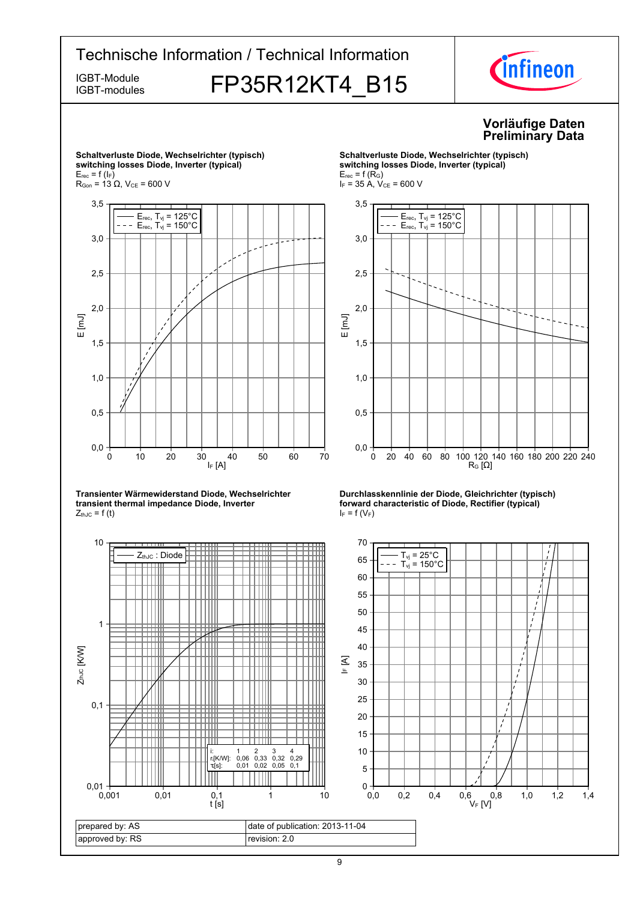# Technische Information / Technical Information

IGBT-Module
IGBT-modules

## FP35R12KT4_B15

**Vorläufige Daten**
**Preliminary Data**

**Schaltverluste Diode, Wechselrichter (typisch)**
**switching losses Diode, Inverter (typical)**
$E_{rec} = f(I_F)$
$R_{Gon} = 13\ \Omega$, $V_{CE} = 600\ V$

**Schaltverluste Diode, Wechselrichter (typisch)**
**switching losses Diode, Inverter (typical)**
$E_{rec} = f(R_G)$
$I_F = 35\ A$, $V_{CE} = 600\ V$

**Transienter Wärmewiderstand Diode, Wechselrichter**
**transient thermal impedance Diode, Inverter**
$Z_{thJC} = f(t)$

| i: | 1 | 2 | 3 | 4 |
|---|---|---|---|---|
| $r_i$[K/W]: | 0,06 | 0,33 | 0,32 | 0,29 |
| $\tau_i$[s]: | 0,01 | 0,02 | 0,05 | 0,1 |

**Durchlasskennlinie der Diode, Gleichrichter (typisch)**
**forward characteristic of Diode, Rectifier (typical)**
$I_F = f(V_F)$

| prepared by: AS | date of publication: 2013-11-04 |
|---|---|
| approved by: RS | revision: 2.0 |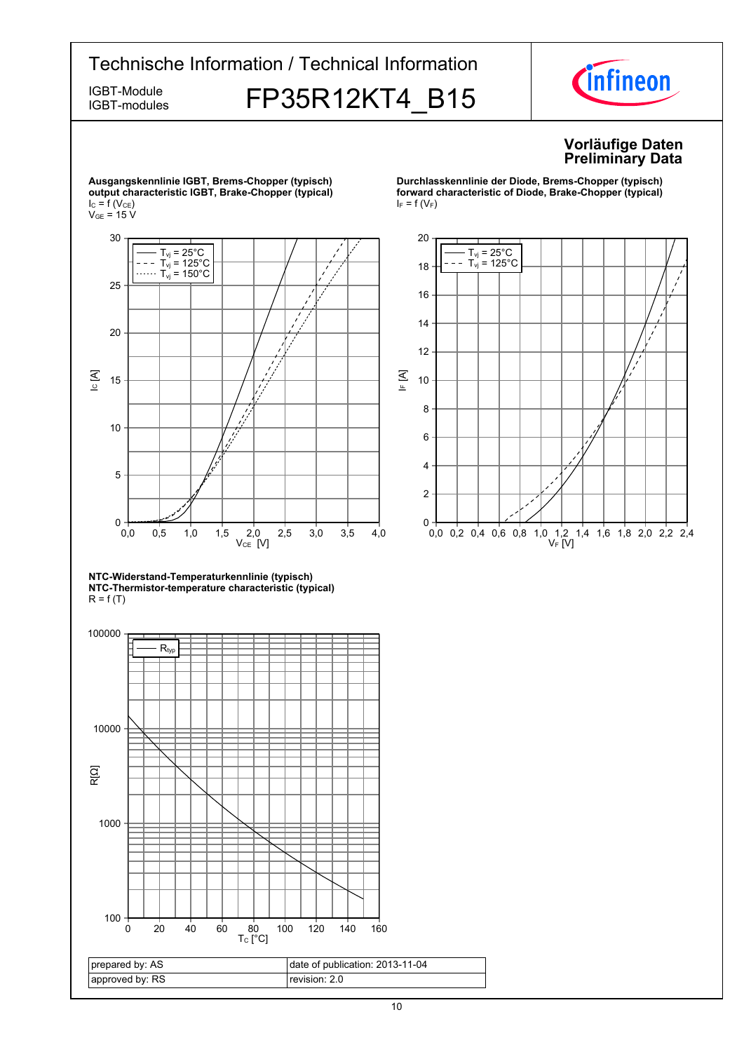**Vorläufige Daten**
**Preliminary Data**

**Ausgangskennlinie IGBT, Brems-Chopper (typisch)**
**output characteristic IGBT, Brake-Chopper (typical)**
$I_C = f(V_{CE})$
$V_{GE} = 15\ V$

**Durchlasskennlinie der Diode, Brems-Chopper (typisch)**
**forward characteristic of Diode, Brake-Chopper (typical)**
$I_F = f(V_F)$

**NTC-Widerstand-Temperaturkennlinie (typisch)**
**NTC-Thermistor-temperature characteristic (typical)**
$R = f(T)$

| prepared by: AS | date of publication: 2013-11-04 |
|---|---|
| approved by: RS | revision: 2.0 |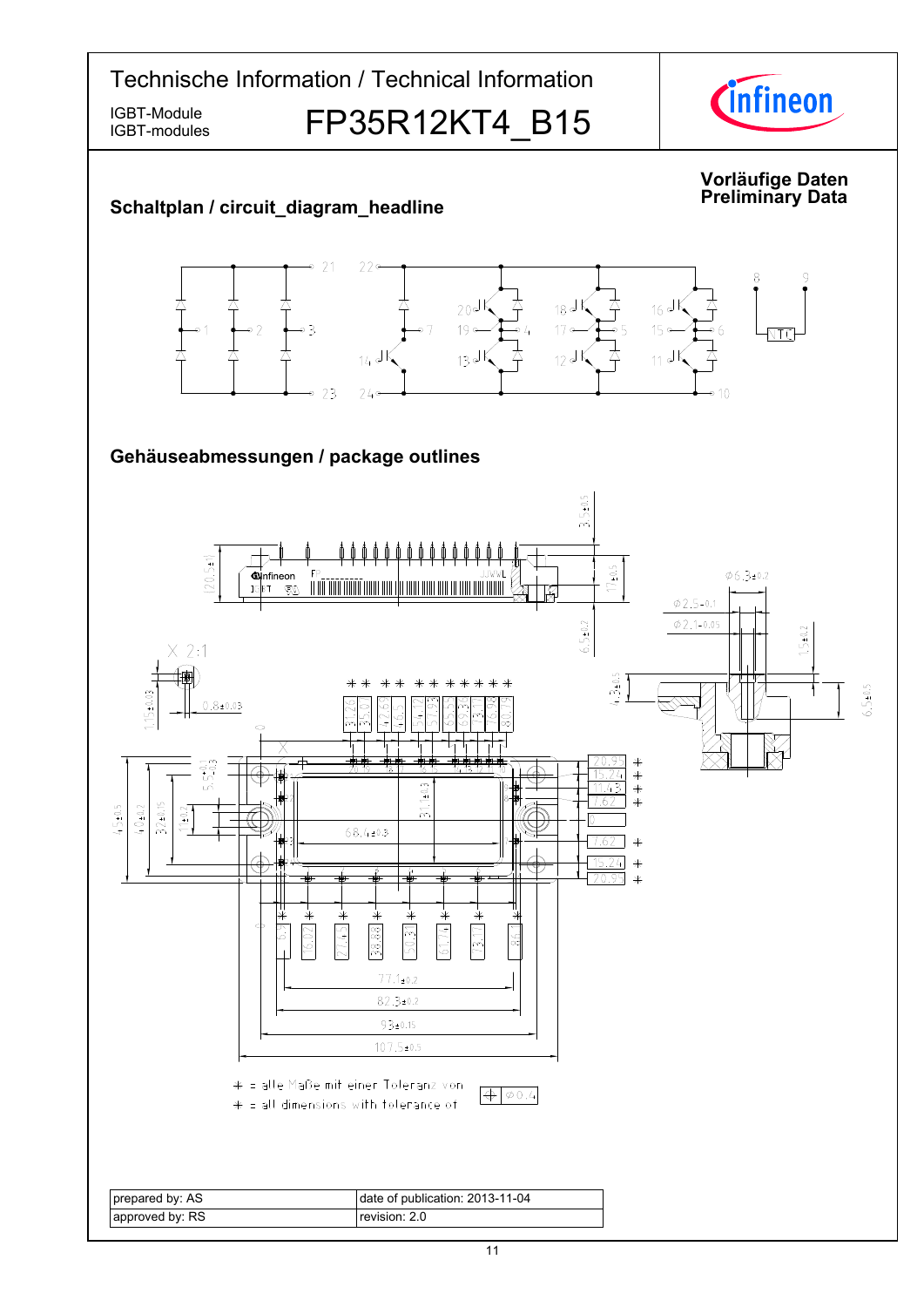# Technische Information / Technical Information

IGBT-Module
IGBT-modules

**FP35R12KT4_B15**

**Vorläufige Daten**
**Preliminary Data**

## Schaltplan / circuit_diagram_headline

## Gehäuseabmessungen / package outlines

+ = alle Maße mit einer Toleranz von
+ = all dimensions with tolerance of

| prepared by: AS | date of publication: 2013-11-04 |
|---|---|
| approved by: RS | revision: 2.0 |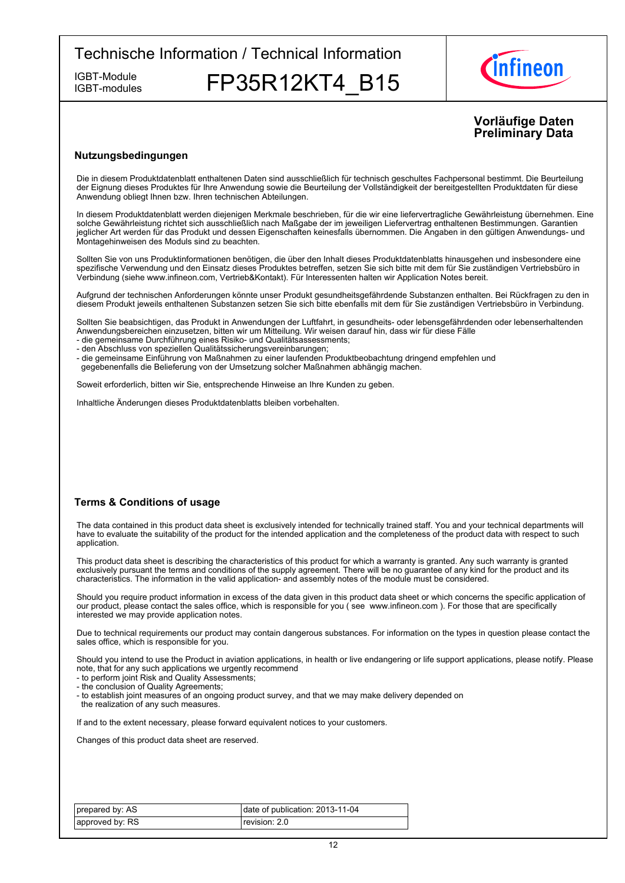**Vorläufige Daten**
**Preliminary Data**

## Nutzungsbedingungen

Die in diesem Produktdatenblatt enthaltenen Daten sind ausschließlich für technisch geschultes Fachpersonal bestimmt. Die Beurteilung der Eignung dieses Produktes für Ihre Anwendung sowie die Beurteilung der Vollständigkeit der bereitgestellten Produktdaten für diese Anwendung obliegt Ihnen bzw. Ihren technischen Abteilungen.

In diesem Produktdatenblatt werden diejenigen Merkmale beschrieben, für die wir eine liefervertragliche Gewährleistung übernehmen. Eine solche Gewährleistung richtet sich ausschließlich nach Maßgabe der im jeweiligen Liefervertrag enthaltenen Bestimmungen. Garantien jeglicher Art werden für das Produkt und dessen Eigenschaften keinesfalls übernommen. Die Angaben in den gültigen Anwendungs- und Montagehinweisen des Moduls sind zu beachten.

Sollten Sie von uns Produktinformationen benötigen, die über den Inhalt dieses Produktdatenblatts hinausgehen und insbesondere eine spezifische Verwendung und den Einsatz dieses Produktes betreffen, setzen Sie sich bitte mit dem für Sie zuständigen Vertriebsbüro in Verbindung (siehe www.infineon.com, Vertrieb&Kontakt). Für Interessenten halten wir Application Notes bereit.

Aufgrund der technischen Anforderungen könnte unser Produkt gesundheitsgefährdende Substanzen enthalten. Bei Rückfragen zu den in diesem Produkt jeweils enthaltenen Substanzen setzen Sie sich bitte ebenfalls mit dem für Sie zuständigen Vertriebsbüro in Verbindung.

Sollten Sie beabsichtigen, das Produkt in Anwendungen der Luftfahrt, in gesundheits- oder lebensgefährdenden oder lebenserhaltenden Anwendungsbereichen einzusetzen, bitten wir um Mitteilung. Wir weisen darauf hin, dass wir für diese Fälle
- die gemeinsame Durchführung eines Risiko- und Qualitätsassessments;
- den Abschluss von speziellen Qualitätssicherungsvereinbarungen;
- die gemeinsame Einführung von Maßnahmen zu einer laufenden Produktbeobachtung dringend empfehlen und gegebenenfalls die Belieferung von der Umsetzung solcher Maßnahmen abhängig machen.

Soweit erforderlich, bitten wir Sie, entsprechende Hinweise an Ihre Kunden zu geben.

Inhaltliche Änderungen dieses Produktdatenblatts bleiben vorbehalten.

## Terms & Conditions of usage

The data contained in this product data sheet is exclusively intended for technically trained staff. You and your technical departments will have to evaluate the suitability of the product for the intended application and the completeness of the product data with respect to such application.

This product data sheet is describing the characteristics of this product for which a warranty is granted. Any such warranty is granted exclusively pursuant the terms and conditions of the supply agreement. There will be no guarantee of any kind for the product and its characteristics. The information in the valid application- and assembly notes of the module must be considered.

Should you require product information in excess of the data given in this product data sheet or which concerns the specific application of our product, please contact the sales office, which is responsible for you ( see www.infineon.com ). For those that are specifically interested we may provide application notes.

Due to technical requirements our product may contain dangerous substances. For information on the types in question please contact the sales office, which is responsible for you.

Should you intend to use the Product in aviation applications, in health or live endangering or life support applications, please notify. Please note, that for any such applications we urgently recommend
- to perform joint Risk and Quality Assessments;
- the conclusion of Quality Agreements;
- to establish joint measures of an ongoing product survey, and that we may make delivery depended on the realization of any such measures.

If and to the extent necessary, please forward equivalent notices to your customers.

Changes of this product data sheet are reserved.

| | |
|---|---|
| prepared by: AS | date of publication: 2013-11-04 |
| approved by: RS | revision: 2.0 |